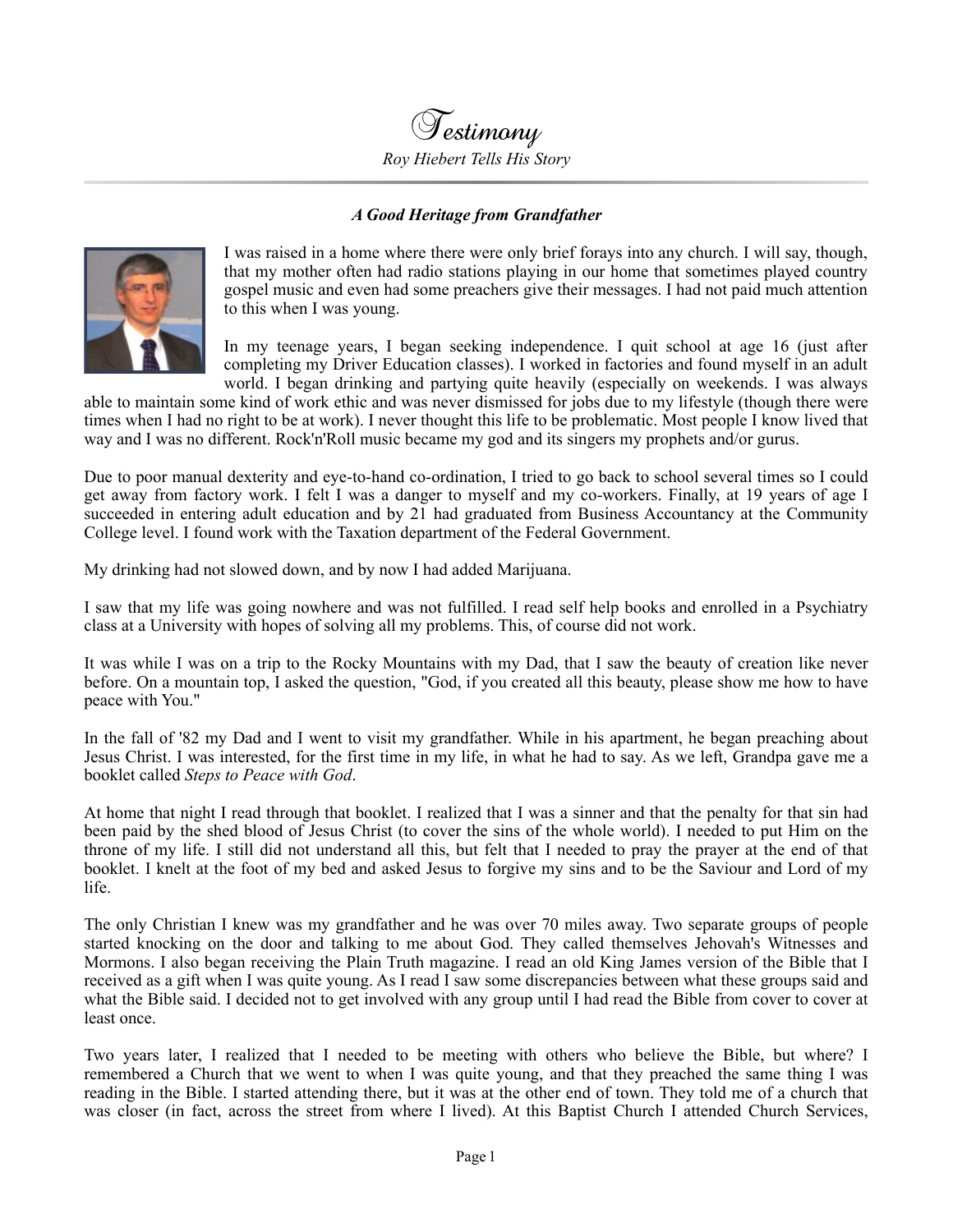# Testimony

*Roy Hiebert Tells His Story*

### *A Good Heritage from Grandfather*

I was raised in a home where there were only brief forays into any church. I will say, though, that my mother often had radio stations playing in our home that sometimes played country gospel music and even had some preachers give their messages. I had not paid much attention to this when I was young.

In my teenage years, I began seeking independence. I quit school at age 16 (just after completing my Driver Education classes). I worked in factories and found myself in an adult world. I began drinking and partying quite heavily (especially on weekends. I was always able to maintain some kind of work ethic and was never dismissed for jobs due to my lifestyle (though there were times when I had no right to be at work). I never thought this life to be problematic. Most people I know lived that way and I was no different. Rock'n'Roll music became my god and its singers my prophets and/or gurus.

Due to poor manual dexterity and eye-to-hand co-ordination, I tried to go back to school several times so I could get away from factory work. I felt I was a danger to myself and my co-workers. Finally, at 19 years of age I succeeded in entering adult education and by 21 had graduated from Business Accountancy at the Community College level. I found work with the Taxation department of the Federal Government.

My drinking had not slowed down, and by now I had added Marijuana.

I saw that my life was going nowhere and was not fulfilled. I read self help books and enrolled in a Psychiatry class at a University with hopes of solving all my problems. This, of course did not work.

It was while I was on a trip to the Rocky Mountains with my Dad, that I saw the beauty of creation like never before. On a mountain top, I asked the question, "God, if you created all this beauty, please show me how to have peace with You."

In the fall of '82 my Dad and I went to visit my grandfather. While in his apartment, he began preaching about Jesus Christ. I was interested, for the first time in my life, in what he had to say. As we left, Grandpa gave me a booklet called *Steps to Peace with God*.

At home that night I read through that booklet. I realized that I was a sinner and that the penalty for that sin had been paid by the shed blood of Jesus Christ (to cover the sins of the whole world). I needed to put Him on the throne of my life. I still did not understand all this, but felt that I needed to pray the prayer at the end of that booklet. I knelt at the foot of my bed and asked Jesus to forgive my sins and to be the Saviour and Lord of my life.

The only Christian I knew was my grandfather and he was over 70 miles away. Two separate groups of people started knocking on the door and talking to me about God. They called themselves Jehovah's Witnesses and Mormons. I also began receiving the Plain Truth magazine. I read an old King James version of the Bible that I received as a gift when I was quite young. As I read I saw some discrepancies between what these groups said and what the Bible said. I decided not to get involved with any group until I had read the Bible from cover to cover at least once.

Two years later, I realized that I needed to be meeting with others who believe the Bible, but where? I remembered a Church that we went to when I was quite young, and that they preached the same thing I was reading in the Bible. I started attending there, but it was at the other end of town. They told me of a church that was closer (in fact, across the street from where I lived). At this Baptist Church I attended Church Services,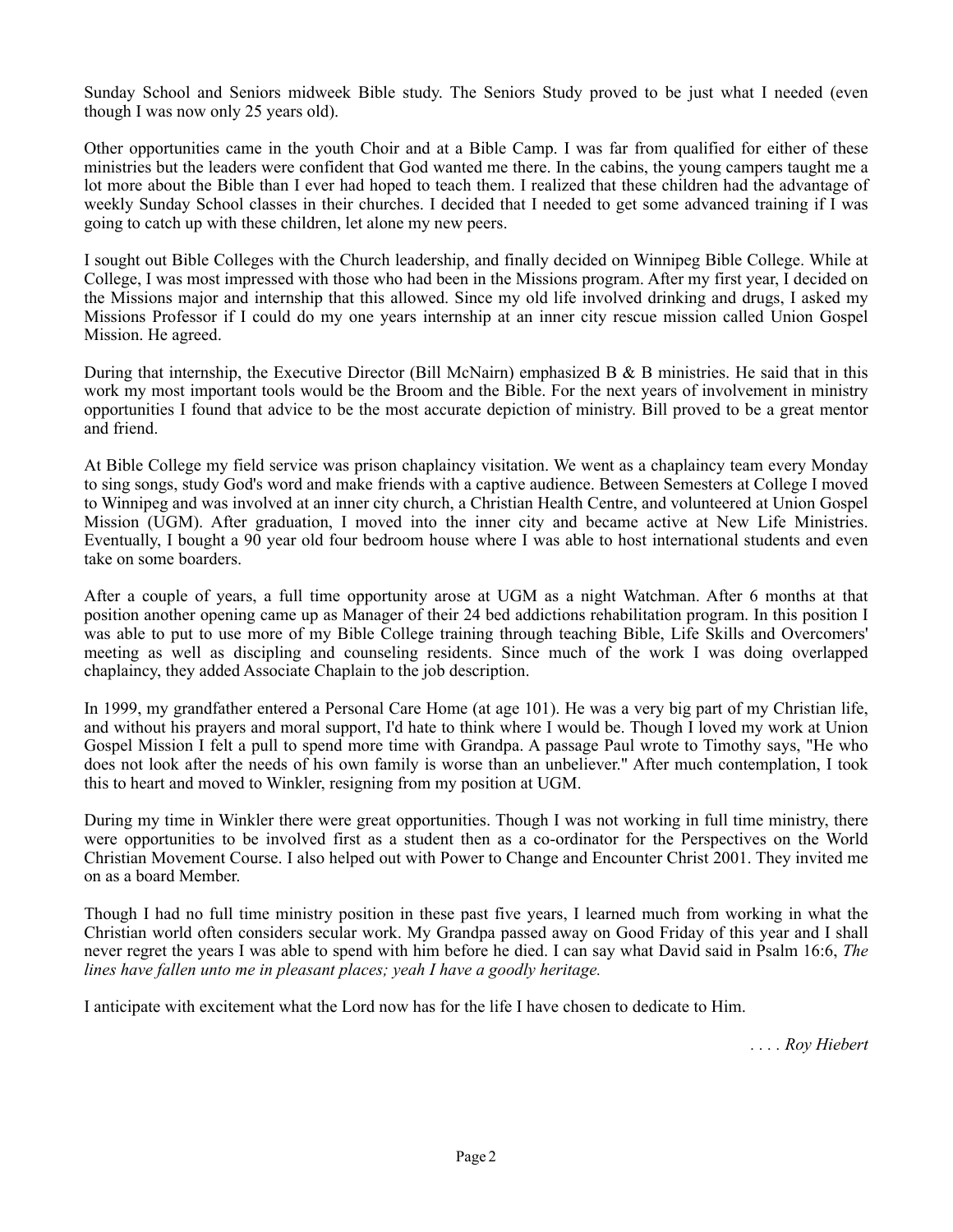Sunday School and Seniors midweek Bible study. The Seniors Study proved to be just what I needed (even though I was now only 25 years old).

Other opportunities came in the youth Choir and at a Bible Camp. I was far from qualified for either of these ministries but the leaders were confident that God wanted me there. In the cabins, the young campers taught me a lot more about the Bible than I ever had hoped to teach them. I realized that these children had the advantage of weekly Sunday School classes in their churches. I decided that I needed to get some advanced training if I was going to catch up with these children, let alone my new peers.

I sought out Bible Colleges with the Church leadership, and finally decided on Winnipeg Bible College. While at College, I was most impressed with those who had been in the Missions program. After my first year, I decided on the Missions major and internship that this allowed. Since my old life involved drinking and drugs, I asked my Missions Professor if I could do my one years internship at an inner city rescue mission called Union Gospel Mission. He agreed.

During that internship, the Executive Director (Bill McNairn) emphasized B & B ministries. He said that in this work my most important tools would be the Broom and the Bible. For the next years of involvement in ministry opportunities I found that advice to be the most accurate depiction of ministry. Bill proved to be a great mentor and friend.

At Bible College my field service was prison chaplaincy visitation. We went as a chaplaincy team every Monday to sing songs, study God's word and make friends with a captive audience. Between Semesters at College I moved to Winnipeg and was involved at an inner city church, a Christian Health Centre, and volunteered at Union Gospel Mission (UGM). After graduation, I moved into the inner city and became active at New Life Ministries. Eventually, I bought a 90 year old four bedroom house where I was able to host international students and even take on some boarders.

After a couple of years, a full time opportunity arose at UGM as a night Watchman. After 6 months at that position another opening came up as Manager of their 24 bed addictions rehabilitation program. In this position I was able to put to use more of my Bible College training through teaching Bible, Life Skills and Overcomers' meeting as well as discipling and counseling residents. Since much of the work I was doing overlapped chaplaincy, they added Associate Chaplain to the job description.

In 1999, my grandfather entered a Personal Care Home (at age 101). He was a very big part of my Christian life, and without his prayers and moral support, I'd hate to think where I would be. Though I loved my work at Union Gospel Mission I felt a pull to spend more time with Grandpa. A passage Paul wrote to Timothy says, "He who does not look after the needs of his own family is worse than an unbeliever." After much contemplation, I took this to heart and moved to Winkler, resigning from my position at UGM.

During my time in Winkler there were great opportunities. Though I was not working in full time ministry, there were opportunities to be involved first as a student then as a co-ordinator for the Perspectives on the World Christian Movement Course. I also helped out with Power to Change and Encounter Christ 2001. They invited me on as a board Member.

Though I had no full time ministry position in these past five years, I learned much from working in what the Christian world often considers secular work. My Grandpa passed away on Good Friday of this year and I shall never regret the years I was able to spend with him before he died. I can say what David said in Psalm 16:6, *The lines have fallen unto me in pleasant places; yeah I have a goodly heritage.*

I anticipate with excitement what the Lord now has for the life I have chosen to dedicate to Him.

*. . . . Roy Hiebert*